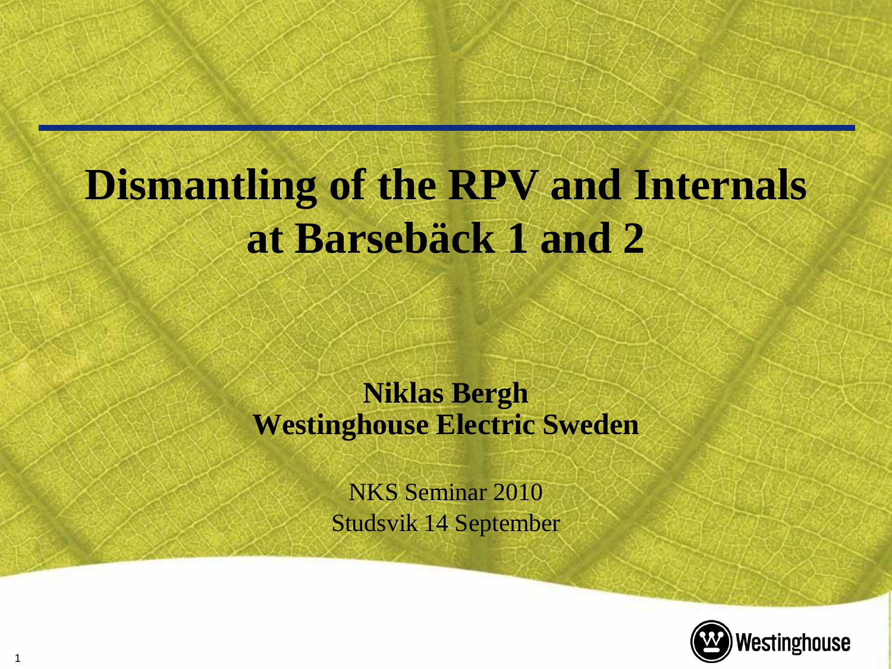# Dismantling of the RPV and Internals at Barsebäck 1 and 2

**Niklas Bergh**
**Westinghouse Electric Sweden**

NKS Seminar 2010
Studsvik 14 September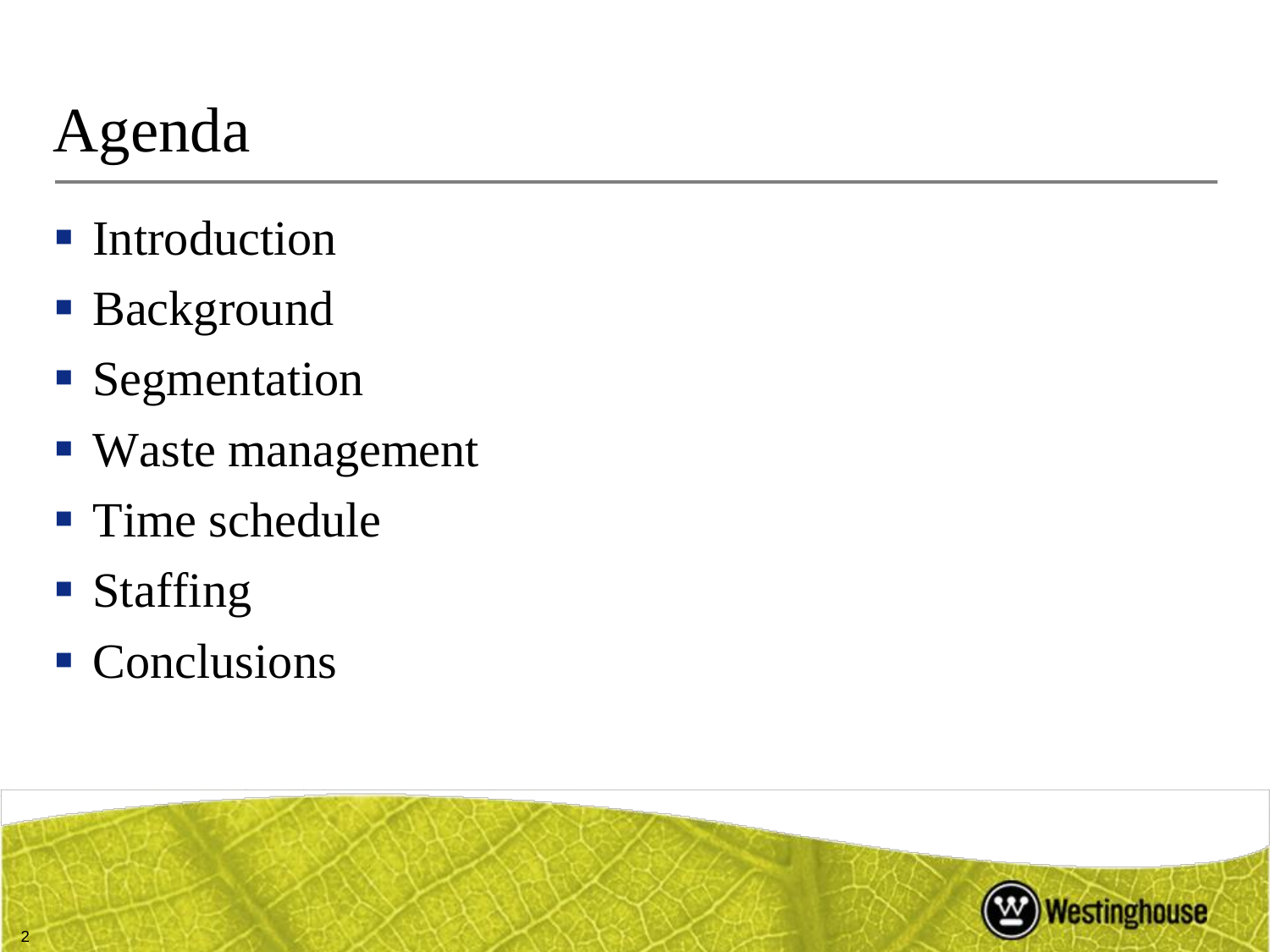# Agenda

- Introduction
- Background
- Segmentation
- Waste management
- Time schedule
- Staffing
- Conclusions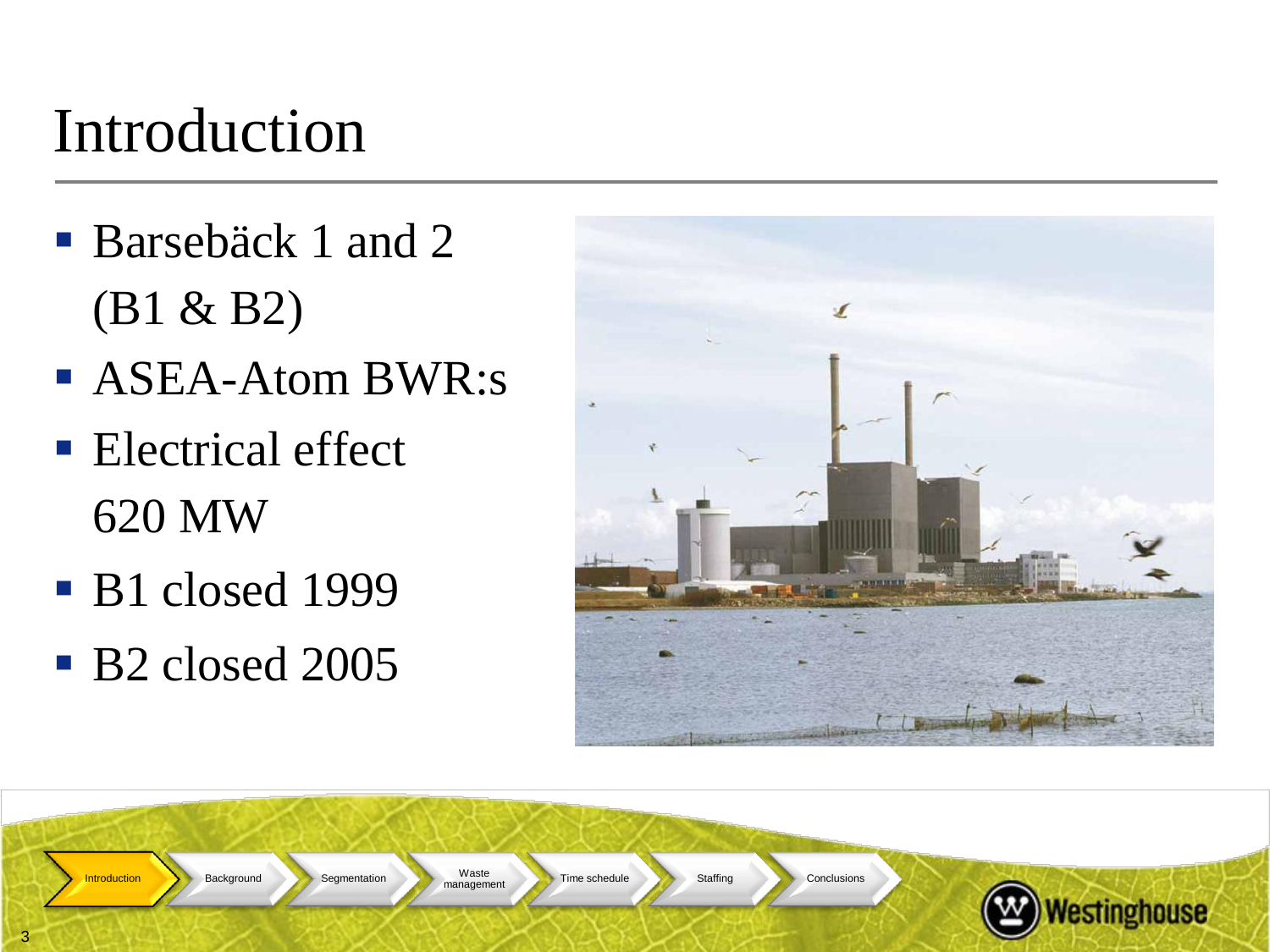# Introduction

- Barsebäck 1 and 2 (B1 & B2)
- ASEA-Atom BWR:s
- Electrical effect 620 MW
- B1 closed 1999
- B2 closed 2005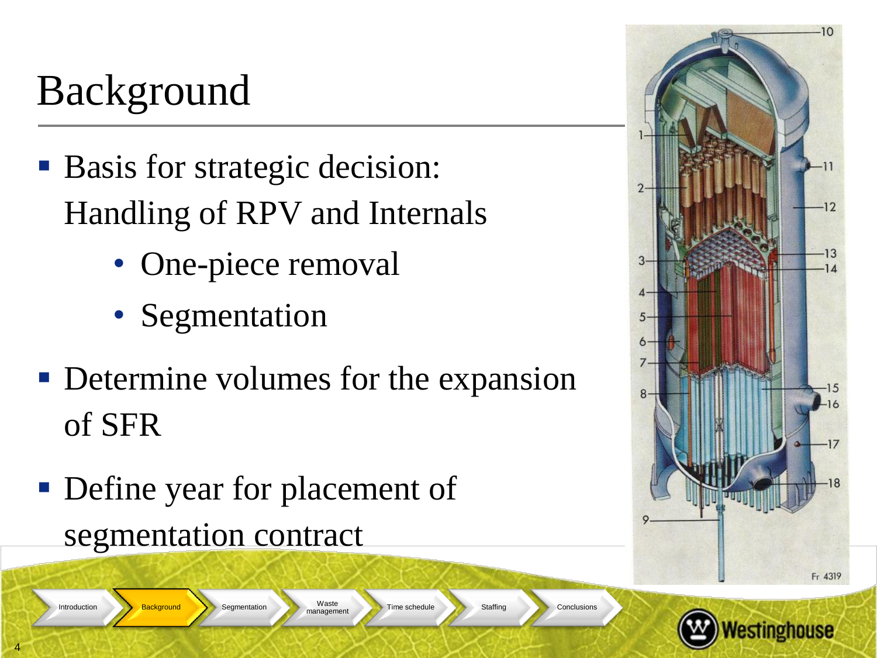# Background

- Basis for strategic decision: Handling of RPV and Internals
  - One-piece removal
  - Segmentation
- Determine volumes for the expansion of SFR
- Define year for placement of segmentation contract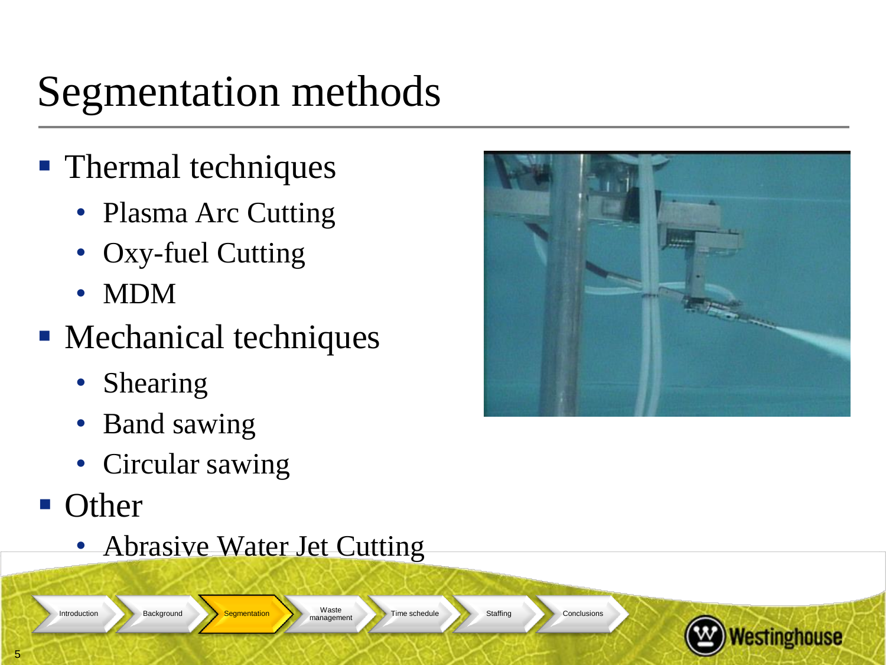# Segmentation methods

- Thermal techniques
  - Plasma Arc Cutting
  - Oxy-fuel Cutting
  - MDM
- Mechanical techniques
  - Shearing
  - Band sawing
  - Circular sawing
- Other
  - Abrasive Water Jet Cutting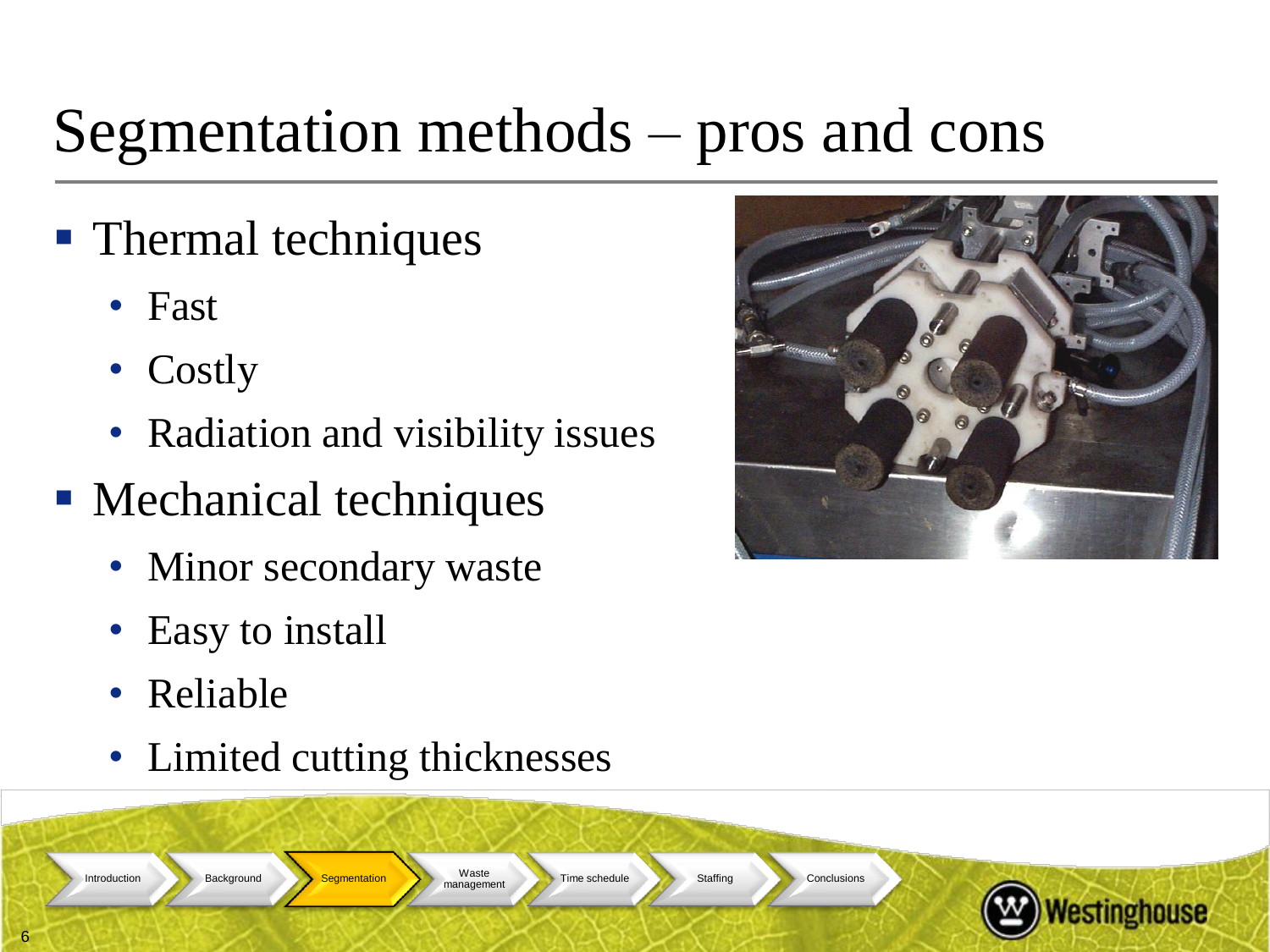# Segmentation methods – pros and cons

- Thermal techniques
  - Fast
  - Costly
  - Radiation and visibility issues
- Mechanical techniques
  - Minor secondary waste
  - Easy to install
  - Reliable
  - Limited cutting thicknesses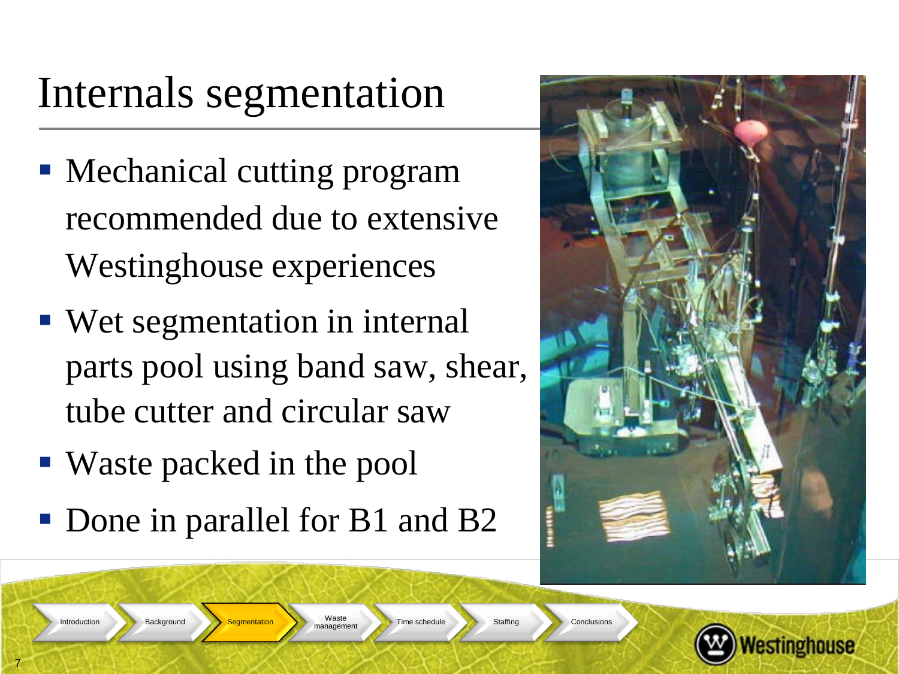# Internals segmentation

- Mechanical cutting program recommended due to extensive Westinghouse experiences
- Wet segmentation in internal parts pool using band saw, shear, tube cutter and circular saw
- Waste packed in the pool
- Done in parallel for B1 and B2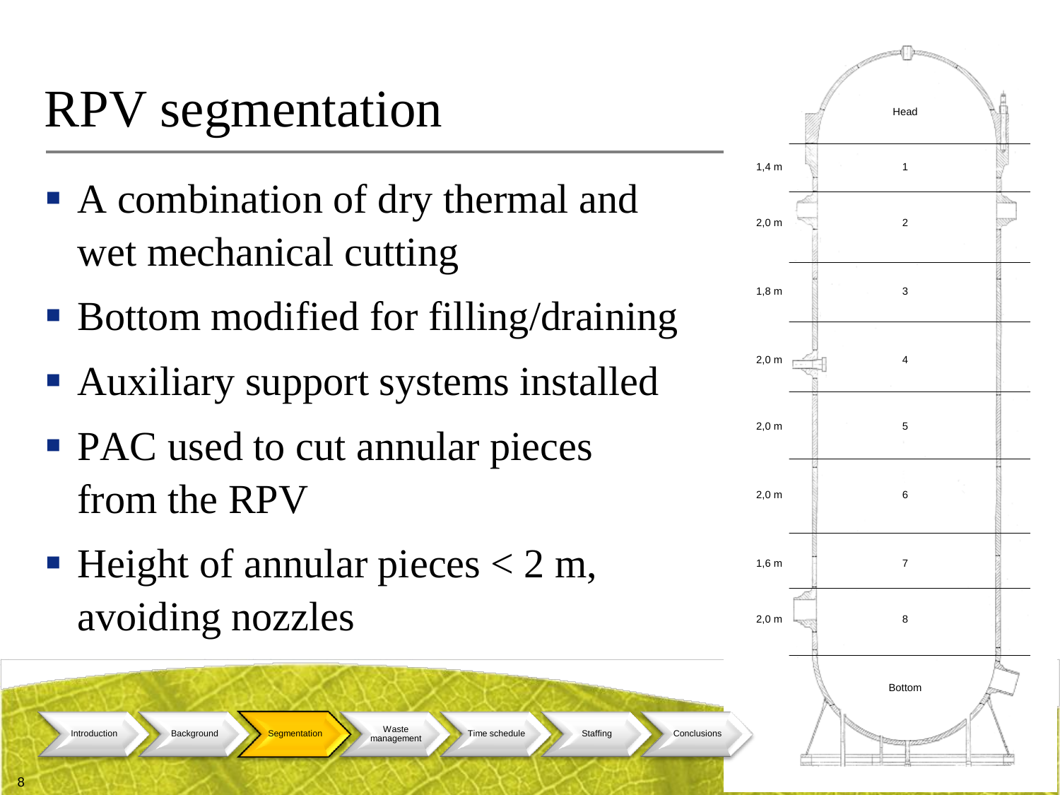# RPV segmentation

- A combination of dry thermal and wet mechanical cutting
- Bottom modified for filling/draining
- Auxiliary support systems installed
- PAC used to cut annular pieces from the RPV
- Height of annular pieces < 2 m, avoiding nozzles

| Segment | Height |
| --- | --- |
| Head | |
| 1 | 1,4 m |
| 2 | 2,0 m |
| 3 | 1,8 m |
| 4 | 2,0 m |
| 5 | 2,0 m |
| 6 | 2,0 m |
| 7 | 1,6 m |
| 8 | 2,0 m |
| Bottom | |

Introduction | Background | Segmentation | Waste management | Time schedule | Staffing | Conclusions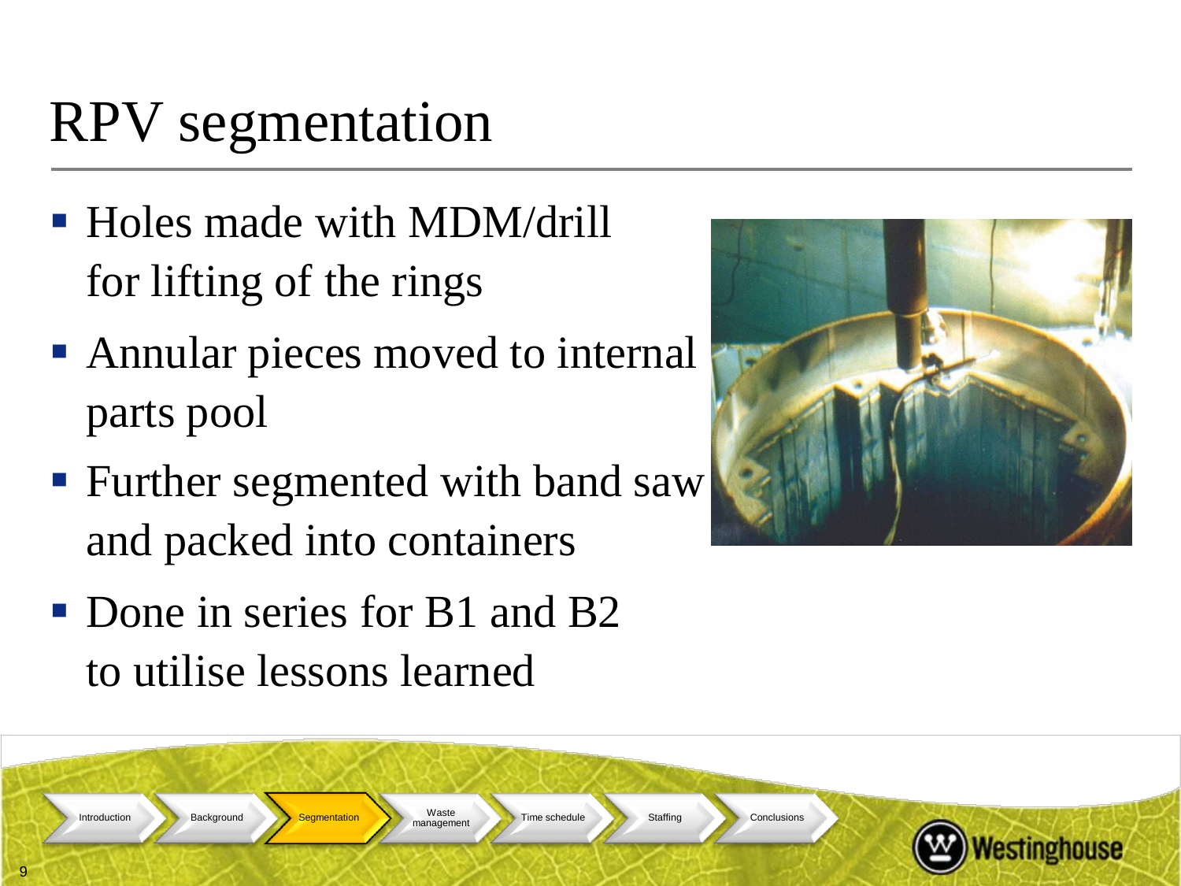# RPV segmentation

- Holes made with MDM/drill for lifting of the rings
- Annular pieces moved to internal parts pool
- Further segmented with band saw and packed into containers
- Done in series for B1 and B2 to utilise lessons learned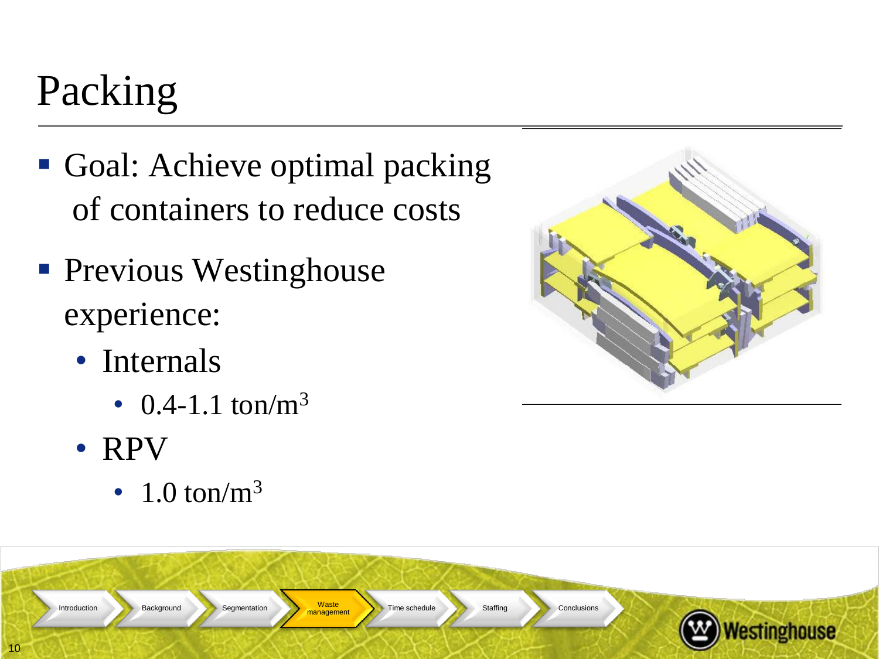# Packing

- Goal: Achieve optimal packing of containers to reduce costs
- Previous Westinghouse experience:
  - Internals
    - 0.4-1.1 ton/$m^3$
  - RPV
    - 1.0 ton/$m^3$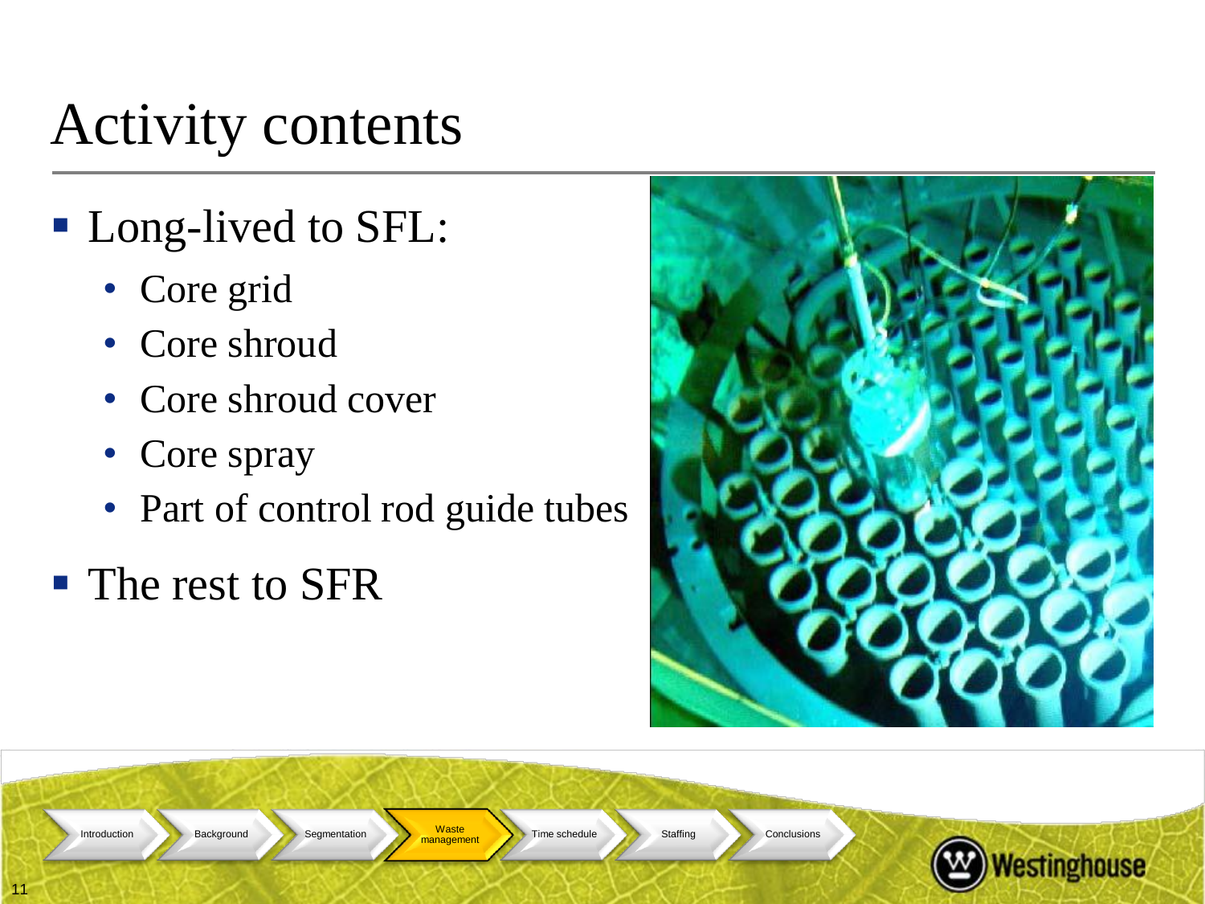# Activity contents

- Long-lived to SFL:
  - Core grid
  - Core shroud
  - Core shroud cover
  - Core spray
  - Part of control rod guide tubes
- The rest to SFR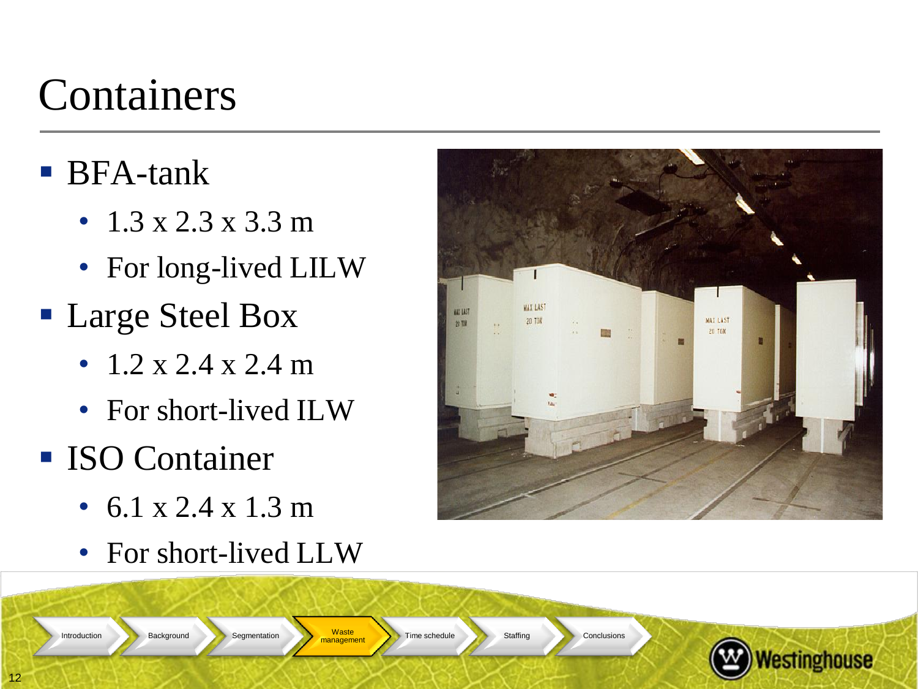# Containers

- BFA-tank
  - 1.3 x 2.3 x 3.3 m
  - For long-lived LILW
- Large Steel Box
  - 1.2 x 2.4 x 2.4 m
  - For short-lived ILW
- ISO Container
  - 6.1 x 2.4 x 1.3 m
  - For short-lived LLW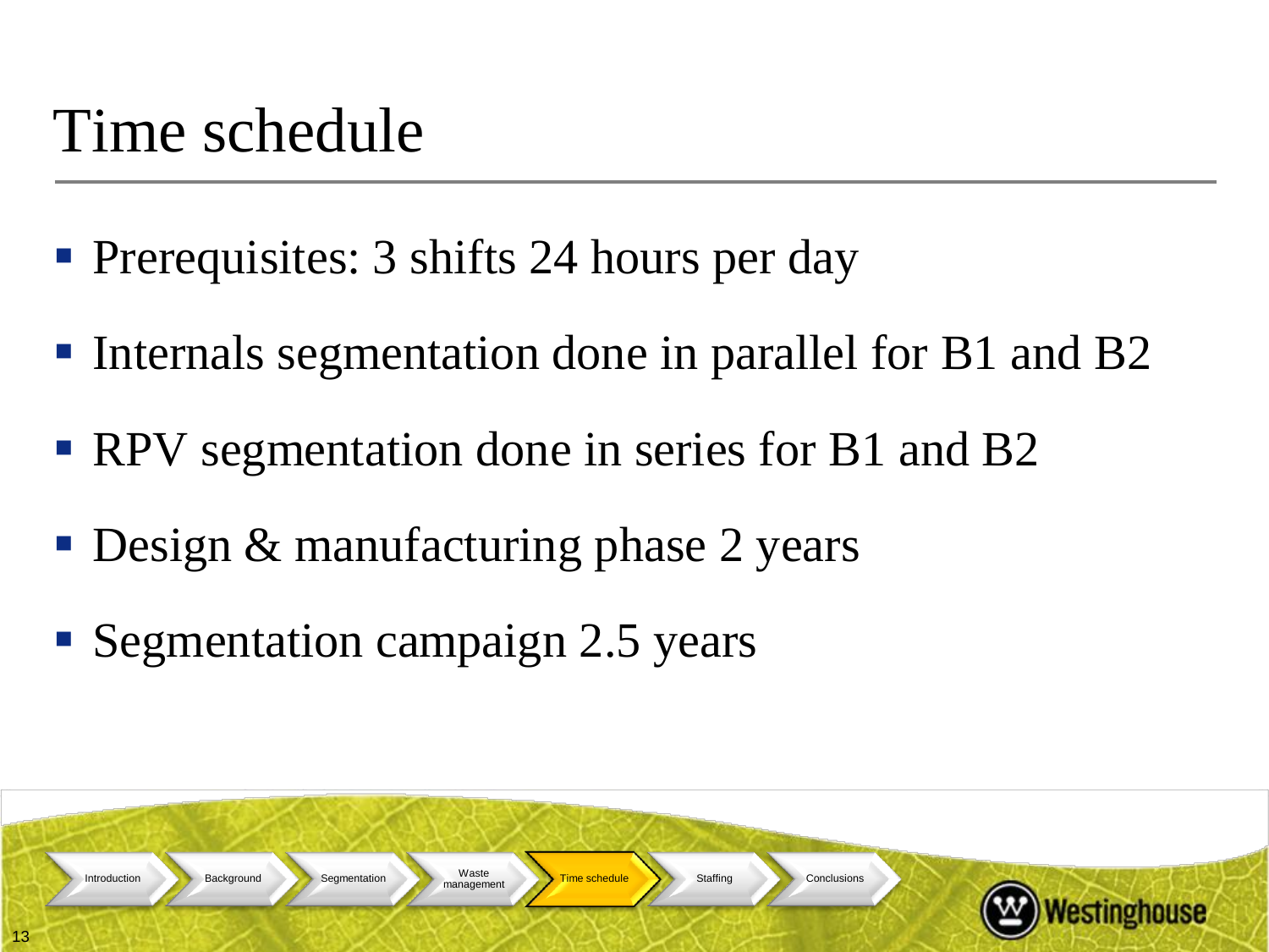# Time schedule

- Prerequisites: 3 shifts 24 hours per day
- Internals segmentation done in parallel for B1 and B2
- RPV segmentation done in series for B1 and B2
- Design & manufacturing phase 2 years
- Segmentation campaign 2.5 years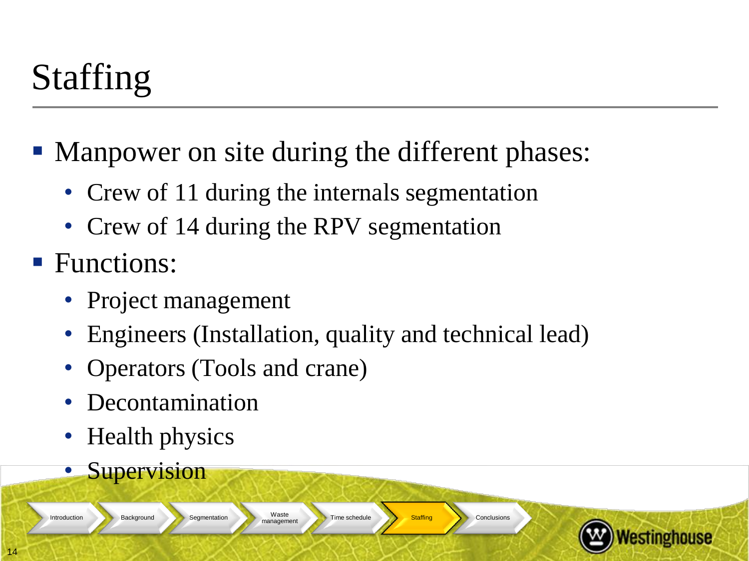# Staffing

- Manpower on site during the different phases:
  - Crew of 11 during the internals segmentation
  - Crew of 14 during the RPV segmentation
- Functions:
  - Project management
  - Engineers (Installation, quality and technical lead)
  - Operators (Tools and crane)
  - Decontamination
  - Health physics
  - Supervision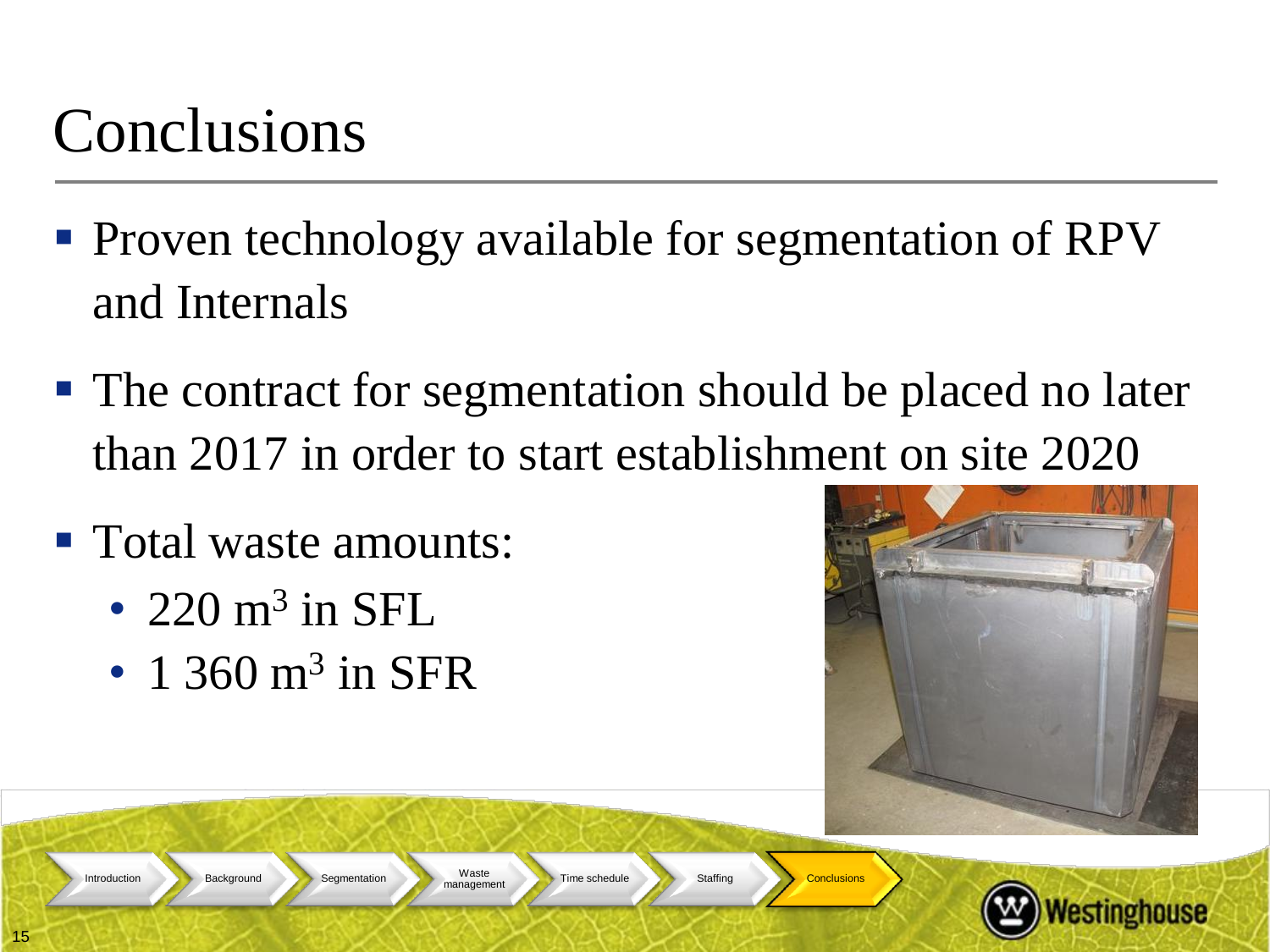# Conclusions

- Proven technology available for segmentation of RPV and Internals
- The contract for segmentation should be placed no later than 2017 in order to start establishment on site 2020
- Total waste amounts:
  - 220 $m^3$ in SFL
  - 1 360 $m^3$ in SFR